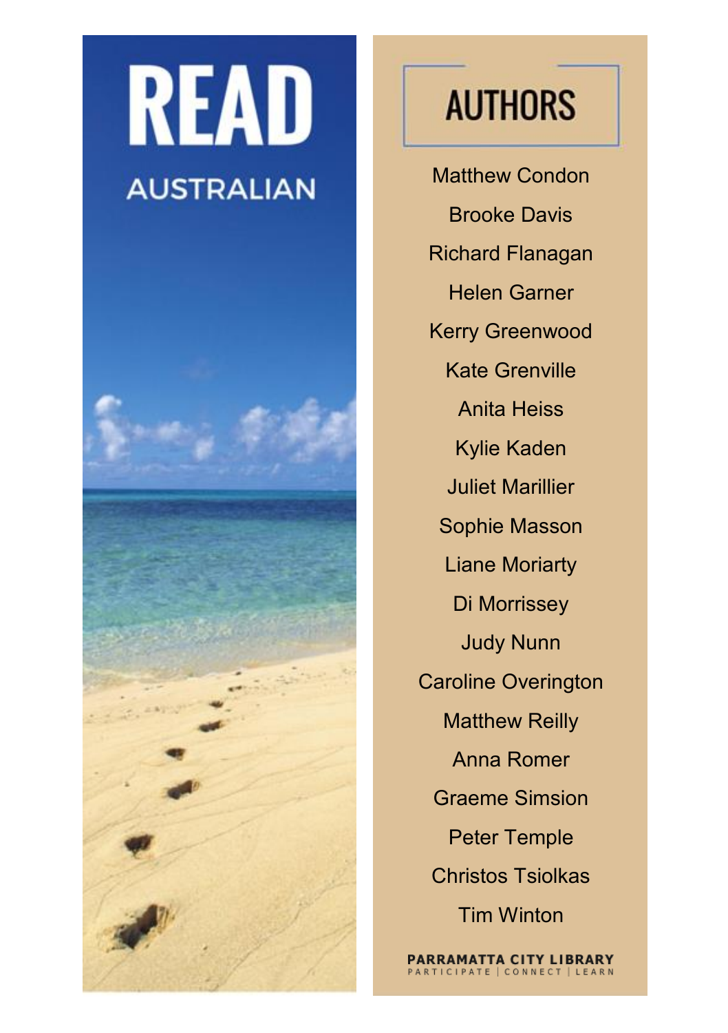# READ

## AUSTRALIAN

## AUTHORS

Matthew Condon

Brooke Davis

Richard Flanagan

Helen Garner

Kerry Greenwood

Kate Grenville

Anita Heiss

Kylie Kaden

Juliet Marillier

Sophie Masson

Liane Moriarty

Di Morrissey

Judy Nunn

Caroline Overington

Matthew Reilly

Anna Romer

Graeme Simsion

Peter Temple

Christos Tsiolkas

Tim Winton

**PARRAMATTA CITY LIBRARY**
PARTICIPATE | CONNECT | LEARN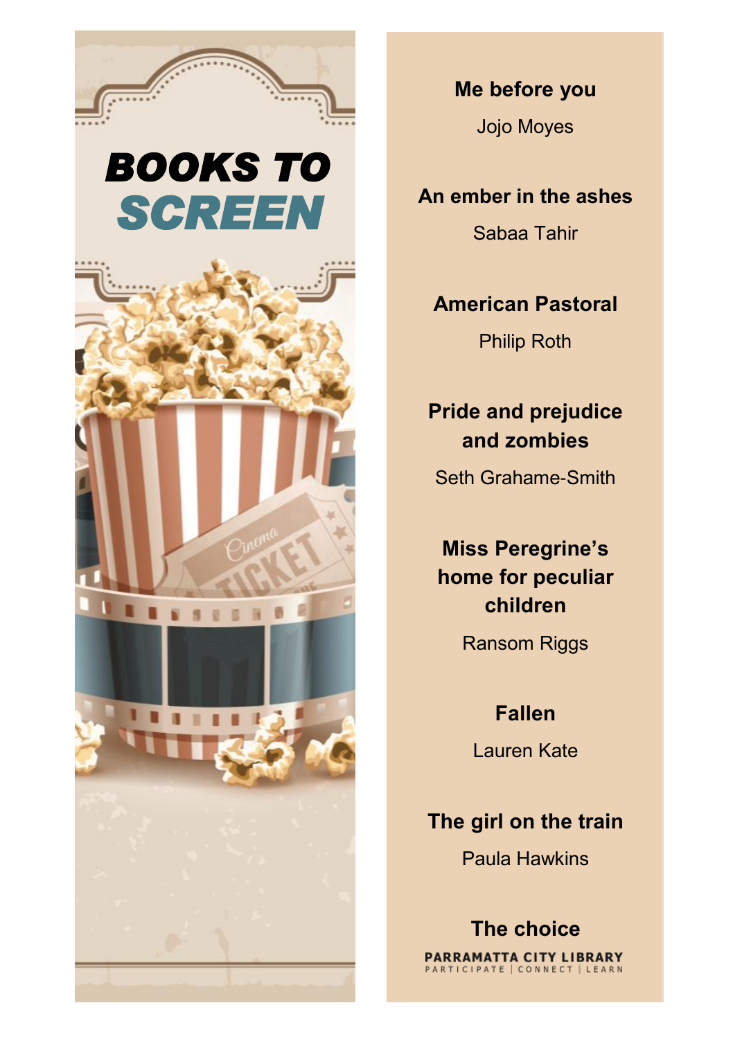# BOOKS TO SCREEN

**Me before you**

Jojo Moyes

**An ember in the ashes**

Sabaa Tahir

**American Pastoral**

Philip Roth

**Pride and prejudice and zombies**

Seth Grahame-Smith

**Miss Peregrine's home for peculiar children**

Ransom Riggs

**Fallen**

Lauren Kate

**The girl on the train**

Paula Hawkins

**The choice**

PARRAMATTA CITY LIBRARY
PARTICIPATE | CONNECT | LEARN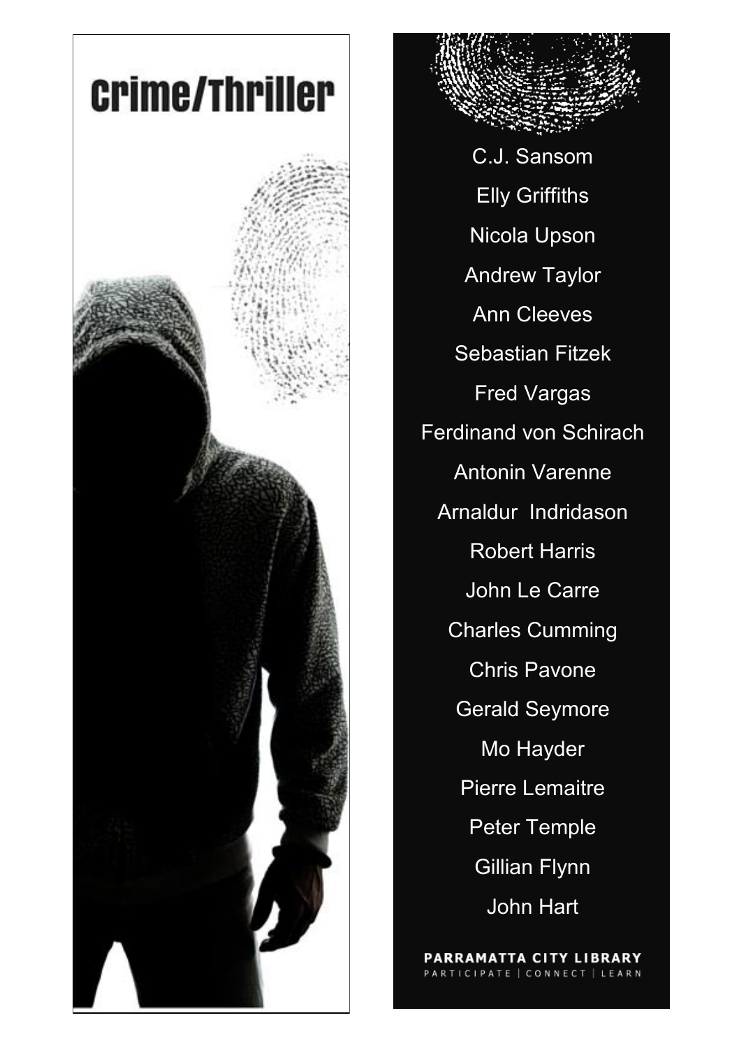# Crime/Thriller

C.J. Sansom

Elly Griffiths

Nicola Upson

Andrew Taylor

Ann Cleeves

Sebastian Fitzek

Fred Vargas

Ferdinand von Schirach

Antonin Varenne

Arnaldur Indridason

Robert Harris

John Le Carre

Charles Cumming

Chris Pavone

Gerald Seymore

Mo Hayder

Pierre Lemaitre

Peter Temple

Gillian Flynn

John Hart

**PARRAMATTA CITY LIBRARY**

PARTICIPATE | CONNECT | LEARN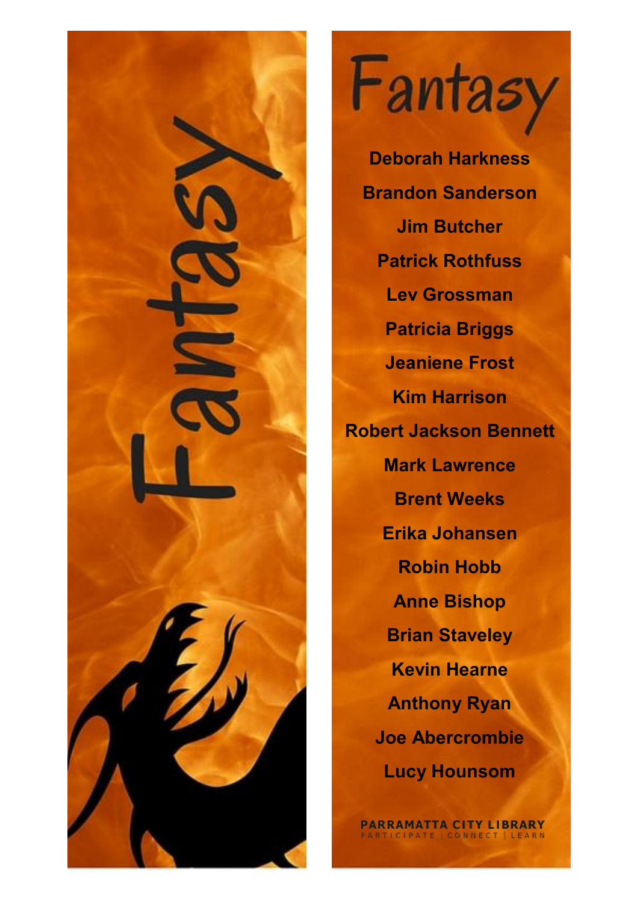Fantasy

# Fantasy

Deborah Harkness

Brandon Sanderson

Jim Butcher

Patrick Rothfuss

Lev Grossman

Patricia Briggs

Jeaniene Frost

Kim Harrison

Robert Jackson Bennett

Mark Lawrence

Brent Weeks

Erika Johansen

Robin Hobb

Anne Bishop

Brian Staveley

Kevin Hearne

Anthony Ryan

Joe Abercrombie

Lucy Hounsom

PARRAMATTA CITY LIBRARY
PARTICIPATE | CONNECT | LEARN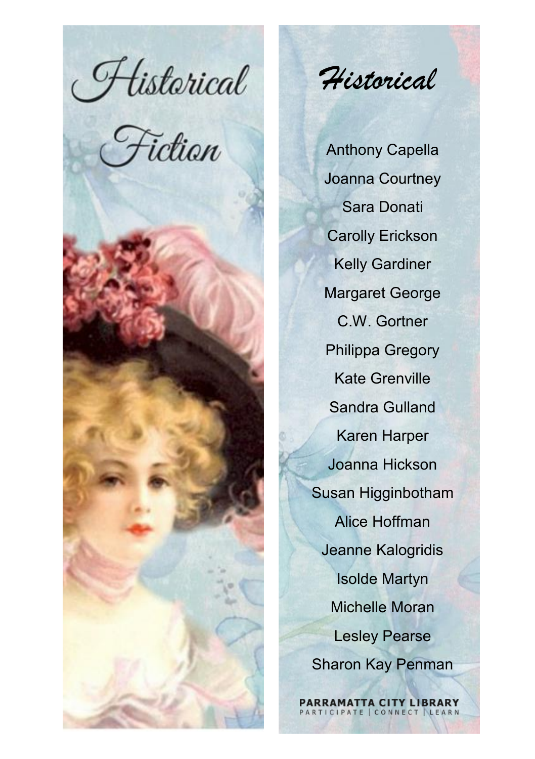# Historical Fiction

## Historical

Anthony Capella

Joanna Courtney

Sara Donati

Carolly Erickson

Kelly Gardiner

Margaret George

C.W. Gortner

Philippa Gregory

Kate Grenville

Sandra Gulland

Karen Harper

Joanna Hickson

Susan Higginbotham

Alice Hoffman

Jeanne Kalogridis

Isolde Martyn

Michelle Moran

Lesley Pearse

Sharon Kay Penman

PARRAMATTA CITY LIBRARY
PARTICIPATE | CONNECT | LEARN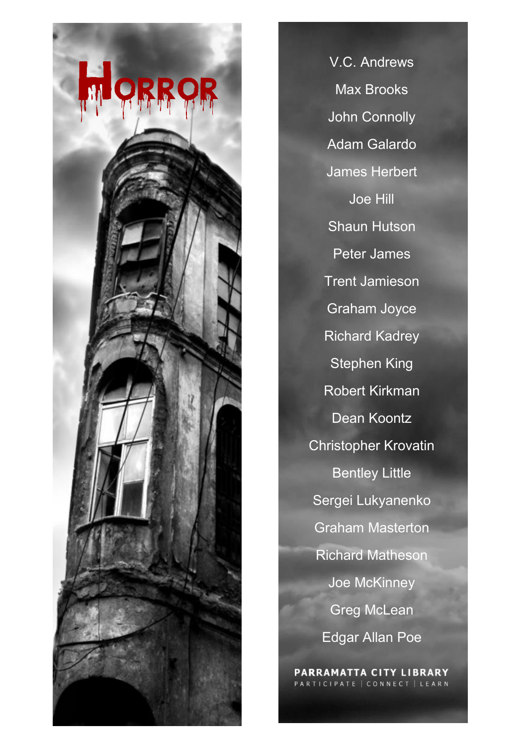# HORROR

V.C. Andrews

Max Brooks

John Connolly

Adam Galardo

James Herbert

Joe Hill

Shaun Hutson

Peter James

Trent Jamieson

Graham Joyce

Richard Kadrey

Stephen King

Robert Kirkman

Dean Koontz

Christopher Krovatin

Bentley Little

Sergei Lukyanenko

Graham Masterton

Richard Matheson

Joe McKinney

Greg McLean

Edgar Allan Poe

**PARRAMATTA CITY LIBRARY**
PARTICIPATE | CONNECT | LEARN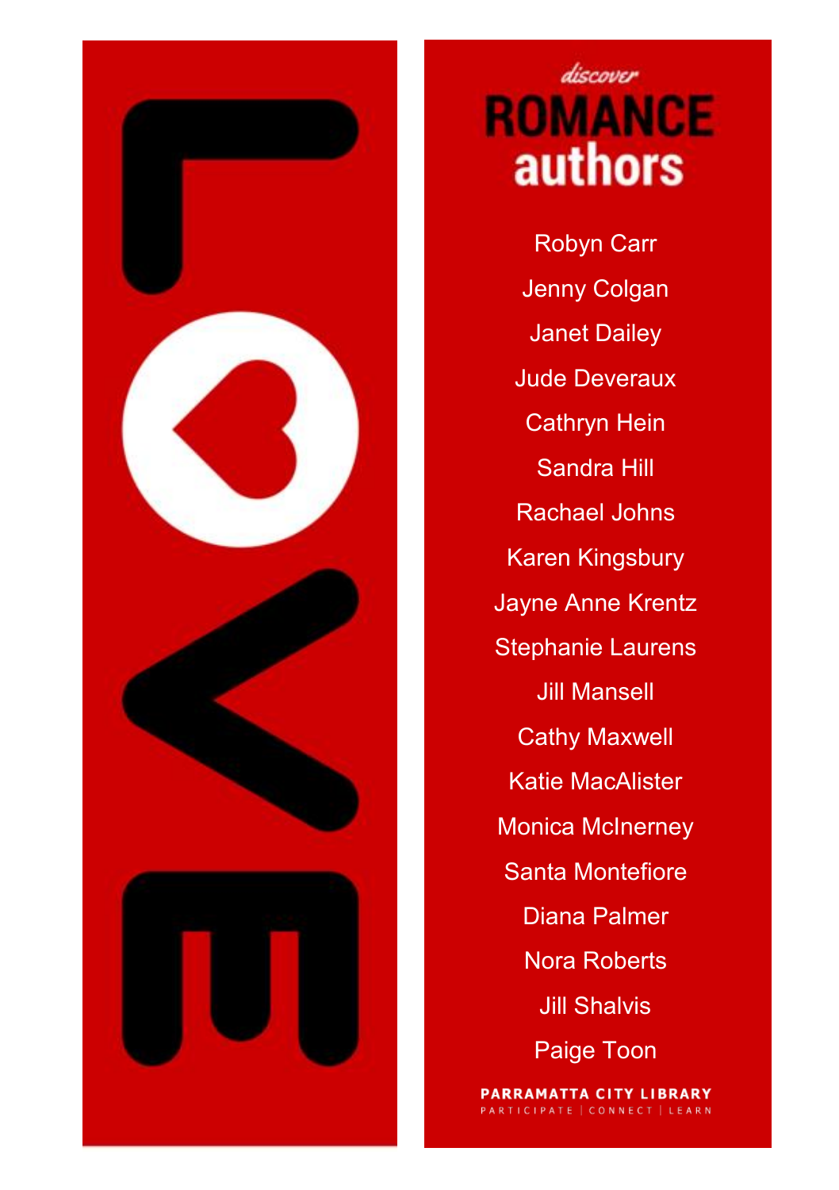LOVE

*discover*

# ROMANCE authors

Robyn Carr

Jenny Colgan

Janet Dailey

Jude Deveraux

Cathryn Hein

Sandra Hill

Rachael Johns

Karen Kingsbury

Jayne Anne Krentz

Stephanie Laurens

Jill Mansell

Cathy Maxwell

Katie MacAlister

Monica McInerney

Santa Montefiore

Diana Palmer

Nora Roberts

Jill Shalvis

Paige Toon

**PARRAMATTA CITY LIBRARY**

PARTICIPATE | CONNECT | LEARN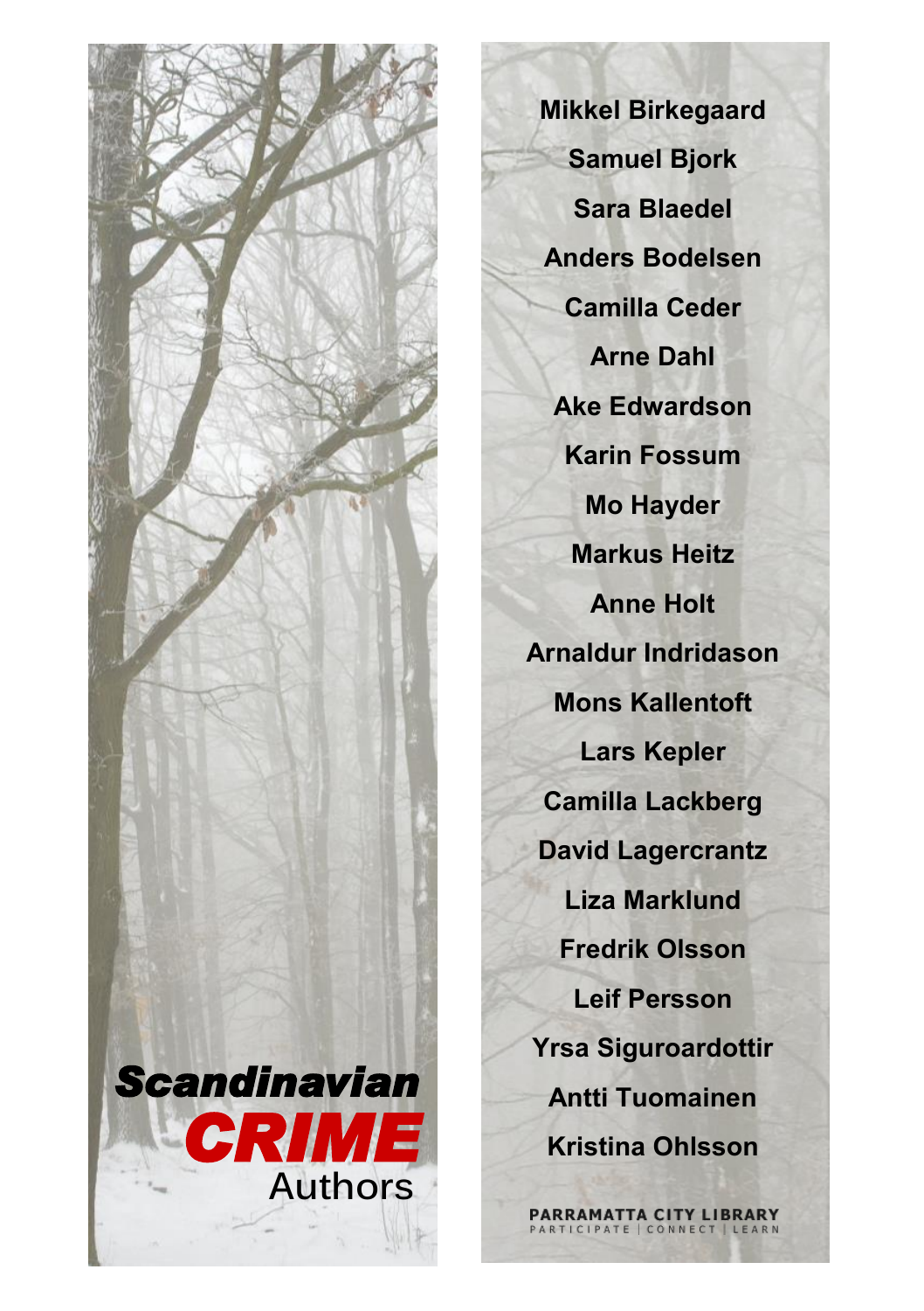# *Scandinavian* ***CRIME*** Authors

**Mikkel Birkegaard**

**Samuel Bjork**

**Sara Blaedel**

**Anders Bodelsen**

**Camilla Ceder**

**Arne Dahl**

**Ake Edwardson**

**Karin Fossum**

**Mo Hayder**

**Markus Heitz**

**Anne Holt**

**Arnaldur Indridason**

**Mons Kallentoft**

**Lars Kepler**

**Camilla Lackberg**

**David Lagercrantz**

**Liza Marklund**

**Fredrik Olsson**

**Leif Persson**

**Yrsa Siguroardottir**

**Antti Tuomainen**

**Kristina Ohlsson**

PARRAMATTA CITY LIBRARY
PARTICIPATE | CONNECT | LEARN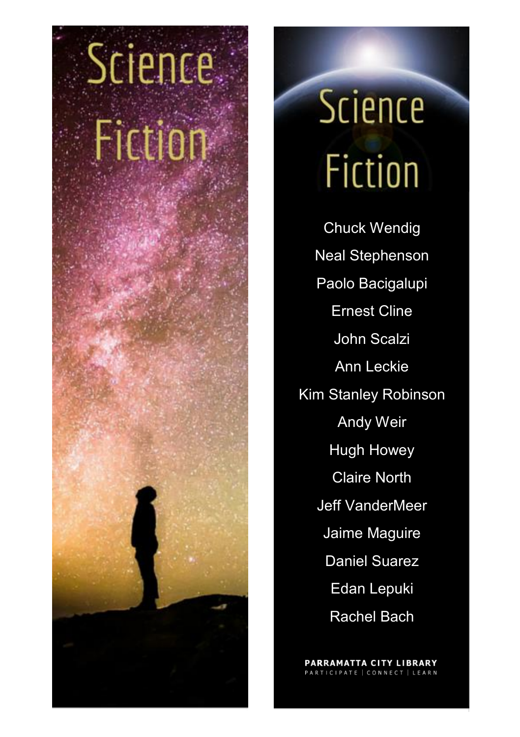# Science Fiction

# Science Fiction

Chuck Wendig

Neal Stephenson

Paolo Bacigalupi

Ernest Cline

John Scalzi

Ann Leckie

Kim Stanley Robinson

Andy Weir

Hugh Howey

Claire North

Jeff VanderMeer

Jaime Maguire

Daniel Suarez

Edan Lepuki

Rachel Bach

**PARRAMATTA CITY LIBRARY**

PARTICIPATE | CONNECT | LEARN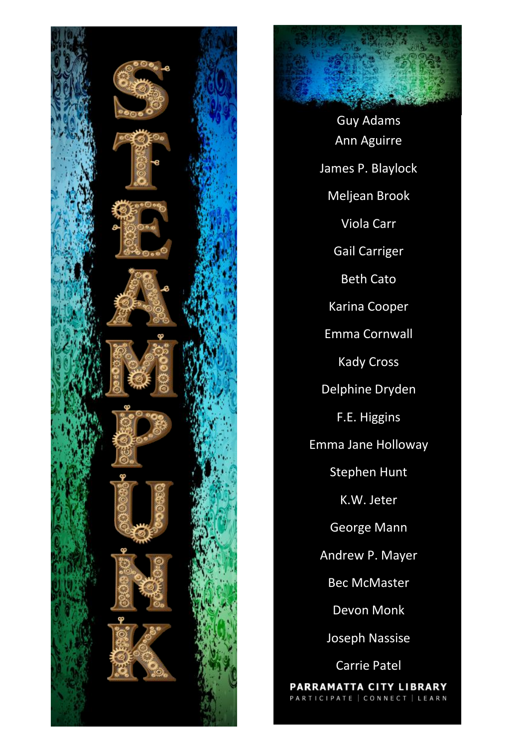# STEAMPUNK

Guy Adams
Ann Aguirre

James P. Blaylock

Meljean Brook

Viola Carr

Gail Carriger

Beth Cato

Karina Cooper

Emma Cornwall

Kady Cross

Delphine Dryden

F.E. Higgins

Emma Jane Holloway

Stephen Hunt

K.W. Jeter

George Mann

Andrew P. Mayer

Bec McMaster

Devon Monk

Joseph Nassise

Carrie Patel

**PARRAMATTA CITY LIBRARY**
PARTICIPATE | CONNECT | LEARN